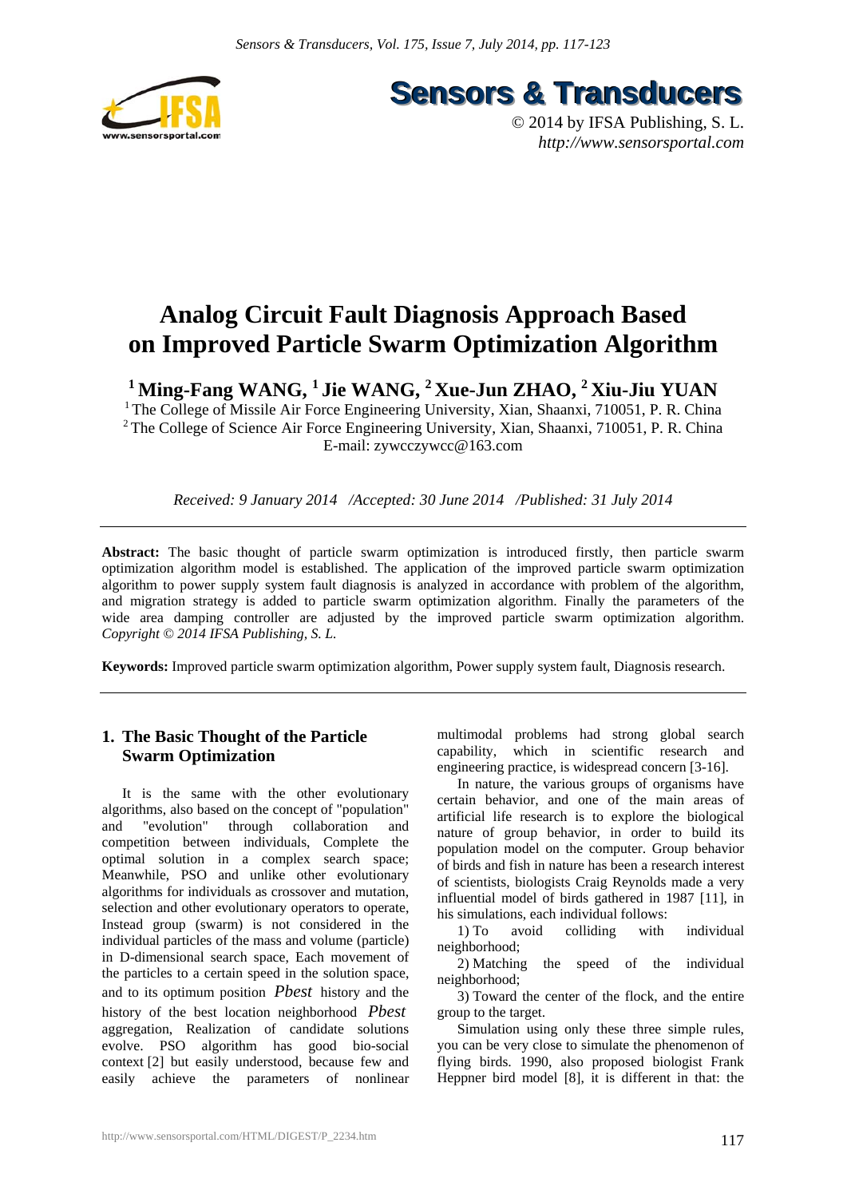# Analog Circuit Fault Diagnosis Approach Based on Improved Particle Swarm Optimization Algorithm

**[1] Ming-Fang WANG, [1] Jie WANG, [2] Xue-Jun ZHAO, [2] Xiu-Jiu YUAN**

[1] The College of Missile Air Force Engineering University, Xian, Shaanxi, 710051, P. R. China
[2] The College of Science Air Force Engineering University, Xian, Shaanxi, 710051, P. R. China
E-mail: zywcczywcc@163.com

*Received: 9 January 2014 /Accepted: 30 June 2014 /Published: 31 July 2014*

**Abstract:** The basic thought of particle swarm optimization is introduced firstly, then particle swarm optimization algorithm model is established. The application of the improved particle swarm optimization algorithm to power supply system fault diagnosis is analyzed in accordance with problem of the algorithm, and migration strategy is added to particle swarm optimization algorithm. Finally the parameters of the wide area damping controller are adjusted by the improved particle swarm optimization algorithm. *Copyright © 2014 IFSA Publishing, S. L.*

**Keywords:** Improved particle swarm optimization algorithm, Power supply system fault, Diagnosis research.

## 1. The Basic Thought of the Particle Swarm Optimization

It is the same with the other evolutionary algorithms, also based on the concept of "population" and "evolution" through collaboration and competition between individuals, Complete the optimal solution in a complex search space; Meanwhile, PSO and unlike other evolutionary algorithms for individuals as crossover and mutation, selection and other evolutionary operators to operate, Instead group (swarm) is not considered in the individual particles of the mass and volume (particle) in D-dimensional search space, Each movement of the particles to a certain speed in the solution space, and to its optimum position *Pbest* history and the history of the best location neighborhood *Pbest* aggregation, Realization of candidate solutions evolve. PSO algorithm has good bio-social context [2] but easily understood, because few and easily achieve the parameters of nonlinear multimodal problems had strong global search capability, which in scientific research and engineering practice, is widespread concern [3-16].

In nature, the various groups of organisms have certain behavior, and one of the main areas of artificial life research is to explore the biological nature of group behavior, in order to build its population model on the computer. Group behavior of birds and fish in nature has been a research interest of scientists, biologists Craig Reynolds made a very influential model of birds gathered in 1987 [11], in his simulations, each individual follows:

1) To avoid colliding with individual neighborhood;

2) Matching the speed of the individual neighborhood;

3) Toward the center of the flock, and the entire group to the target.

Simulation using only these three simple rules, you can be very close to simulate the phenomenon of flying birds. 1990, also proposed biologist Frank Heppner bird model [8], it is different in that: the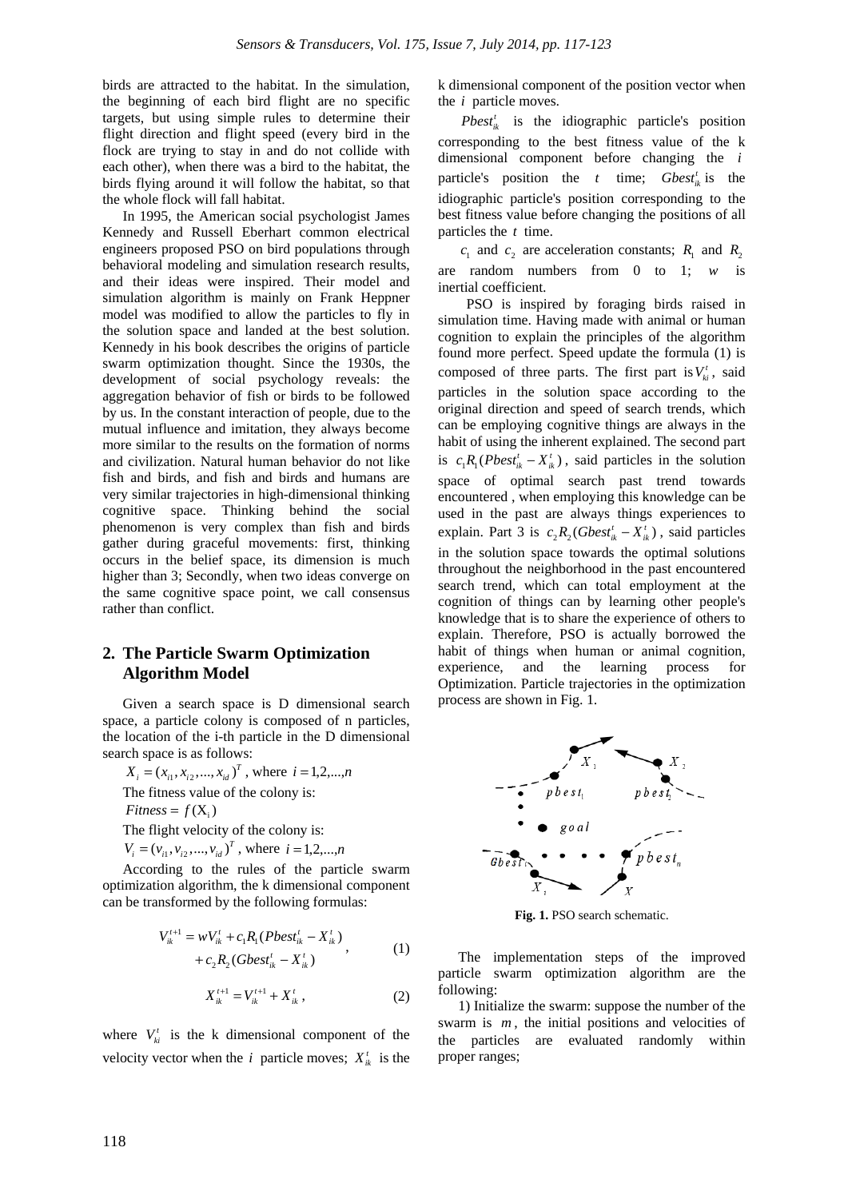birds are attracted to the habitat. In the simulation, the beginning of each bird flight are no specific targets, but using simple rules to determine their flight direction and flight speed (every bird in the flock are trying to stay in and do not collide with each other), when there was a bird to the habitat, the birds flying around it will follow the habitat, so that the whole flock will fall habitat.

In 1995, the American social psychologist James Kennedy and Russell Eberhart common electrical engineers proposed PSO on bird populations through behavioral modeling and simulation research results, and their ideas were inspired. Their model and simulation algorithm is mainly on Frank Heppner model was modified to allow the particles to fly in the solution space and landed at the best solution. Kennedy in his book describes the origins of particle swarm optimization thought. Since the 1930s, the development of social psychology reveals: the aggregation behavior of fish or birds to be followed by us. In the constant interaction of people, due to the mutual influence and imitation, they always become more similar to the results on the formation of norms and civilization. Natural human behavior do not like fish and birds, and fish and birds and humans are very similar trajectories in high-dimensional thinking cognitive space. Thinking behind the social phenomenon is very complex than fish and birds gather during graceful movements: first, thinking occurs in the belief space, its dimension is much higher than 3; Secondly, when two ideas converge on the same cognitive space point, we call consensus rather than conflict.

## 2. The Particle Swarm Optimization Algorithm Model

Given a search space is D dimensional search space, a particle colony is composed of n particles, the location of the i-th particle in the D dimensional search space is as follows:

$X_i = (x_{i1}, x_{i2}, ..., x_{id})^T$, where $i = 1,2,...,n$

The fitness value of the colony is:

$Fitness = f(\mathrm{X}_i)$

The flight velocity of the colony is:

$V_i = (v_{i1}, v_{i2}, ..., v_{id})^T$, where $i = 1,2,...,n$

According to the rules of the particle swarm optimization algorithm, the k dimensional component can be transformed by the following formulas:

$$V_{ik}^{t+1} = wV_{ik}^{t} + c_1 R_1 (Pbest_{ik}^{t} - X_{ik}^{t}) + c_2 R_2 (Gbest_{ik}^{t} - X_{ik}^{t}), \tag{1}$$

$$X_{ik}^{t+1} = V_{ik}^{t+1} + X_{ik}^{t}, \tag{2}$$

where $V_{ki}^{t}$ is the k dimensional component of the velocity vector when the $i$ particle moves; $X_{ik}^{t}$ is the k dimensional component of the position vector when the $i$ particle moves.

$Pbest_{ik}^{t}$ is the idiographic particle's position corresponding to the best fitness value of the k dimensional component before changing the $i$ particle's position the $t$ time; $Gbest_{ik}^{t}$ is the idiographic particle's position corresponding to the best fitness value before changing the positions of all particles the $t$ time.

$c_1$ and $c_2$ are acceleration constants; $R_1$ and $R_2$ are random numbers from 0 to 1; $w$ is inertial coefficient.

PSO is inspired by foraging birds raised in simulation time. Having made with animal or human cognition to explain the principles of the algorithm found more perfect. Speed update the formula (1) is composed of three parts. The first part is $V_{ki}^{t}$, said particles in the solution space according to the original direction and speed of search trends, which can be employing cognitive things are always in the habit of using the inherent explained. The second part is $c_1 R_1 (Pbest_{ik}^{t} - X_{ik}^{t})$, said particles in the solution space of optimal search past trend towards encountered , when employing this knowledge can be used in the past are always things experiences to explain. Part 3 is $c_2 R_2 (Gbest_{ik}^{t} - X_{ik}^{t})$, said particles in the solution space towards the optimal solutions throughout the neighborhood in the past encountered search trend, which can total employment at the cognition of things can by learning other people's knowledge that is to share the experience of others to explain. Therefore, PSO is actually borrowed the habit of things when human or animal cognition, experience, and the learning process for Optimization. Particle trajectories in the optimization process are shown in Fig. 1.

**Fig. 1.** PSO search schematic.

The implementation steps of the improved particle swarm optimization algorithm are the following:

1) Initialize the swarm: suppose the number of the swarm is $m$, the initial positions and velocities of the particles are evaluated randomly within proper ranges;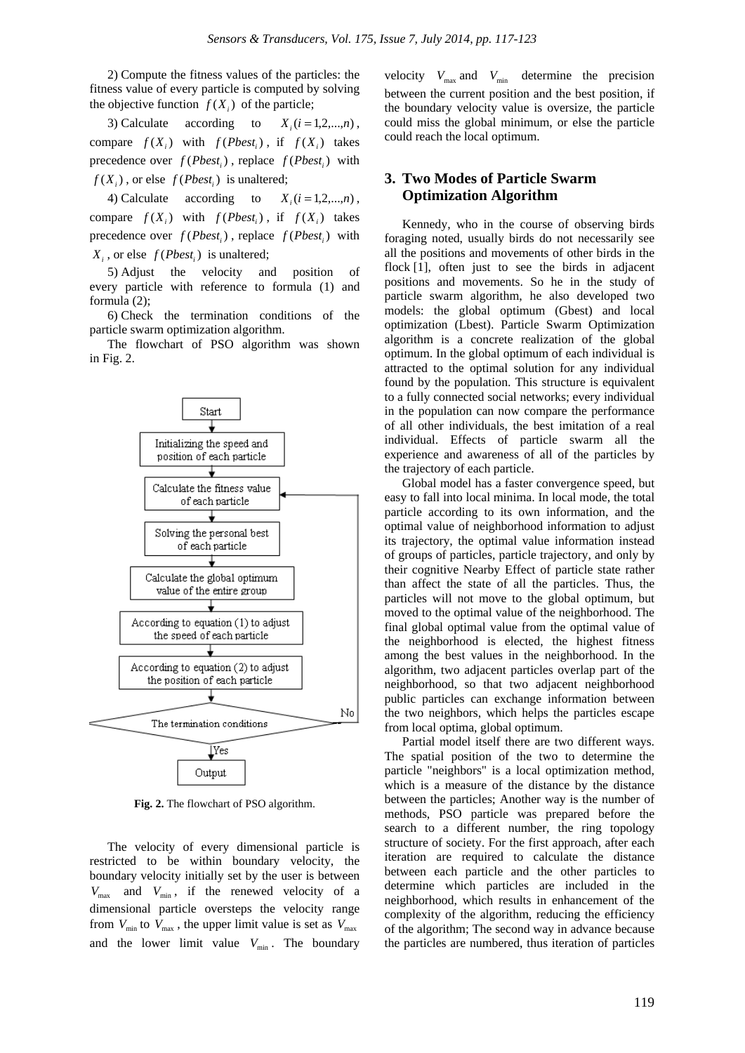2) Compute the fitness values of the particles: the fitness value of every particle is computed by solving the objective function $f(X_i)$ of the particle;

3) Calculate according to $X_i (i = 1,2,...,n)$, compare $f(X_i)$ with $f(Pbest_i)$, if $f(X_i)$ takes precedence over $f(Pbest_i)$, replace $f(Pbest_i)$ with $f(X_i)$, or else $f(Pbest_i)$ is unaltered;

4) Calculate according to $X_i (i = 1,2,...,n)$, compare $f(X_i)$ with $f(Pbest_i)$, if $f(X_i)$ takes precedence over $f(Pbest_i)$, replace $f(Pbest_i)$ with $X_i$, or else $f(Pbest_i)$ is unaltered;

5) Adjust the velocity and position of every particle with reference to formula (1) and formula (2);

6) Check the termination conditions of the particle swarm optimization algorithm.

The flowchart of PSO algorithm was shown in Fig. 2.

Start → Initializing the speed and position of each particle → Calculate the fitness value of each particle → Solving the personal best of each particle → Calculate the global optimum value of the entire group → According to equation (1) to adjust the speed of each particle → According to equation (2) to adjust the position of each particle → The termination conditions (No → back to Calculate the fitness value of each particle; Yes → Output)

**Fig. 2.** The flowchart of PSO algorithm.

The velocity of every dimensional particle is restricted to be within boundary velocity, the boundary velocity initially set by the user is between $V_{\max}$ and $V_{\min}$, if the renewed velocity of a dimensional particle oversteps the velocity range from $V_{\min}$ to $V_{\max}$, the upper limit value is set as $V_{\max}$ and the lower limit value $V_{\min}$. The boundary velocity $V_{\max}$ and $V_{\min}$ determine the precision between the current position and the best position, if the boundary velocity value is oversize, the particle could miss the global minimum, or else the particle could reach the local optimum.

## 3. Two Modes of Particle Swarm Optimization Algorithm

Kennedy, who in the course of observing birds foraging noted, usually birds do not necessarily see all the positions and movements of other birds in the flock [1], often just to see the birds in adjacent positions and movements. So he in the study of particle swarm algorithm, he also developed two models: the global optimum (Gbest) and local optimization (Lbest). Particle Swarm Optimization algorithm is a concrete realization of the global optimum. In the global optimum of each individual is attracted to the optimal solution for any individual found by the population. This structure is equivalent to a fully connected social networks; every individual in the population can now compare the performance of all other individuals, the best imitation of a real individual. Effects of particle swarm all the experience and awareness of all of the particles by the trajectory of each particle.

Global model has a faster convergence speed, but easy to fall into local minima. In local mode, the total particle according to its own information, and the optimal value of neighborhood information to adjust its trajectory, the optimal value information instead of groups of particles, particle trajectory, and only by their cognitive Nearby Effect of particle state rather than affect the state of all the particles. Thus, the particles will not move to the global optimum, but moved to the optimal value of the neighborhood. The final global optimal value from the optimal value of the neighborhood is elected, the highest fitness among the best values in the neighborhood. In the algorithm, two adjacent particles overlap part of the neighborhood, so that two adjacent neighborhood public particles can exchange information between the two neighbors, which helps the particles escape from local optima, global optimum.

Partial model itself there are two different ways. The spatial position of the two to determine the particle "neighbors" is a local optimization method, which is a measure of the distance by the distance between the particles; Another way is the number of methods, PSO particle was prepared before the search to a different number, the ring topology structure of society. For the first approach, after each iteration are required to calculate the distance between each particle and the other particles to determine which particles are included in the neighborhood, which results in enhancement of the complexity of the algorithm, reducing the efficiency of the algorithm; The second way in advance because the particles are numbered, thus iteration of particles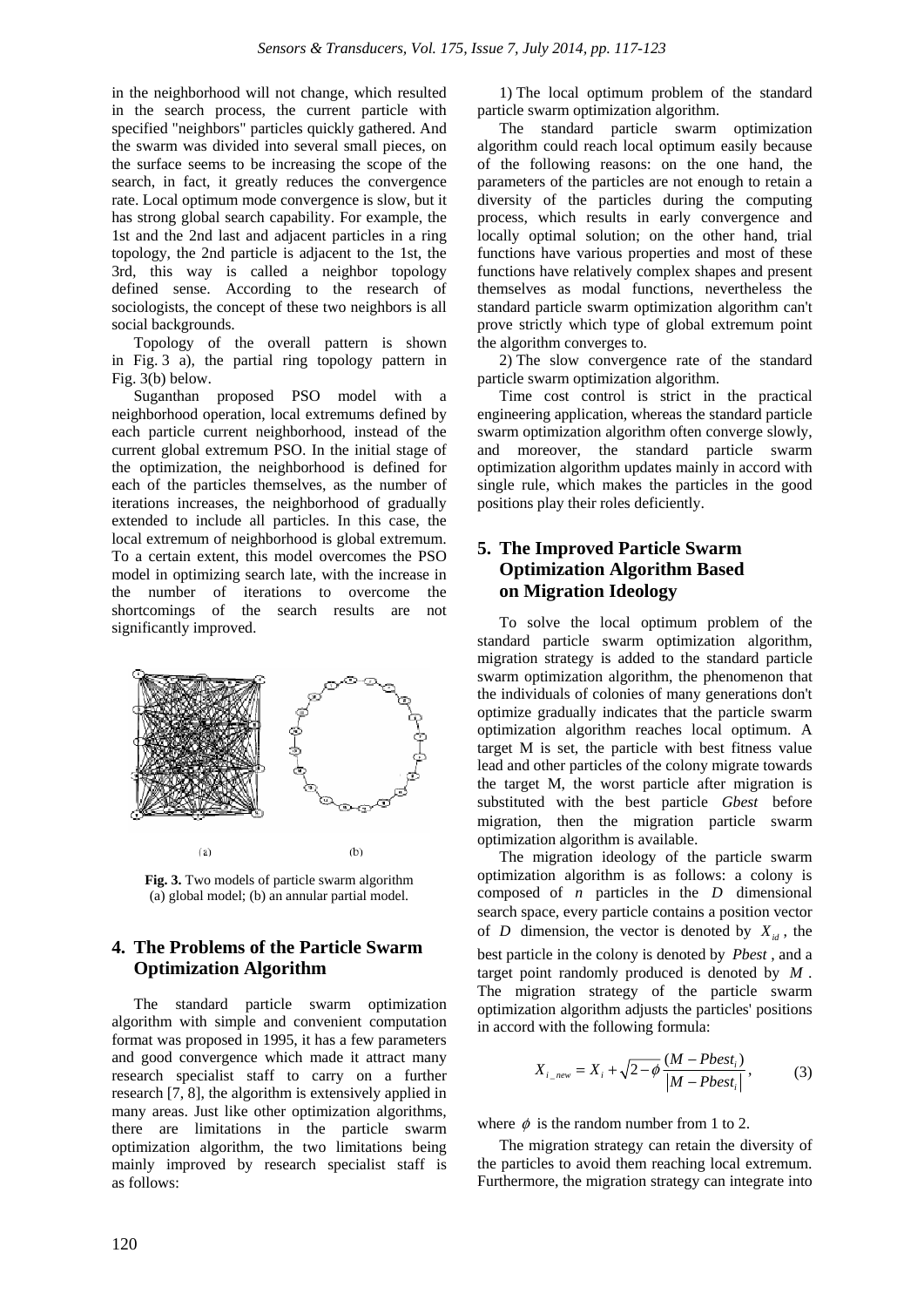in the neighborhood will not change, which resulted in the search process, the current particle with specified "neighbors" particles quickly gathered. And the swarm was divided into several small pieces, on the surface seems to be increasing the scope of the search, in fact, it greatly reduces the convergence rate. Local optimum mode convergence is slow, but it has strong global search capability. For example, the 1st and the 2nd last and adjacent particles in a ring topology, the 2nd particle is adjacent to the 1st, the 3rd, this way is called a neighbor topology defined sense. According to the research of sociologists, the concept of these two neighbors is all social backgrounds.

Topology of the overall pattern is shown in Fig. 3 a), the partial ring topology pattern in Fig. 3(b) below.

Suganthan proposed PSO model with a neighborhood operation, local extremums defined by each particle current neighborhood, instead of the current global extremum PSO. In the initial stage of the optimization, the neighborhood is defined for each of the particles themselves, as the number of iterations increases, the neighborhood of gradually extended to include all particles. In this case, the local extremum of neighborhood is global extremum. To a certain extent, this model overcomes the PSO model in optimizing search late, with the increase in the number of iterations to overcome the shortcomings of the search results are not significantly improved.

(a) (b)

**Fig. 3.** Two models of particle swarm algorithm (a) global model; (b) an annular partial model.

## 4. The Problems of the Particle Swarm Optimization Algorithm

The standard particle swarm optimization algorithm with simple and convenient computation format was proposed in 1995, it has a few parameters and good convergence which made it attract many research specialist staff to carry on a further research [7, 8], the algorithm is extensively applied in many areas. Just like other optimization algorithms, there are limitations in the particle swarm optimization algorithm, the two limitations being mainly improved by research specialist staff is as follows:

1) The local optimum problem of the standard particle swarm optimization algorithm.

The standard particle swarm optimization algorithm could reach local optimum easily because of the following reasons: on the one hand, the parameters of the particles are not enough to retain a diversity of the particles during the computing process, which results in early convergence and locally optimal solution; on the other hand, trial functions have various properties and most of these functions have relatively complex shapes and present themselves as modal functions, nevertheless the standard particle swarm optimization algorithm can't prove strictly which type of global extremum point the algorithm converges to.

2) The slow convergence rate of the standard particle swarm optimization algorithm.

Time cost control is strict in the practical engineering application, whereas the standard particle swarm optimization algorithm often converge slowly, and moreover, the standard particle swarm optimization algorithm updates mainly in accord with single rule, which makes the particles in the good positions play their roles deficiently.

## 5. The Improved Particle Swarm Optimization Algorithm Based on Migration Ideology

To solve the local optimum problem of the standard particle swarm optimization algorithm, migration strategy is added to the standard particle swarm optimization algorithm, the phenomenon that the individuals of colonies of many generations don't optimize gradually indicates that the particle swarm optimization algorithm reaches local optimum. A target M is set, the particle with best fitness value lead and other particles of the colony migrate towards the target M, the worst particle after migration is substituted with the best particle *Gbest* before migration, then the migration particle swarm optimization algorithm is available.

The migration ideology of the particle swarm optimization algorithm is as follows: a colony is composed of $n$ particles in the $D$ dimensional search space, every particle contains a position vector of $D$ dimension, the vector is denoted by $X_{id}$, the best particle in the colony is denoted by $Pbest$, and a target point randomly produced is denoted by $M$. The migration strategy of the particle swarm optimization algorithm adjusts the particles' positions in accord with the following formula:

$$X_{i\_new} = X_i + \sqrt{2-\phi}\,\frac{(M - Pbest_i)}{\left|M - Pbest_i\right|}, \tag{3}$$

where $\phi$ is the random number from 1 to 2.

The migration strategy can retain the diversity of the particles to avoid them reaching local extremum. Furthermore, the migration strategy can integrate into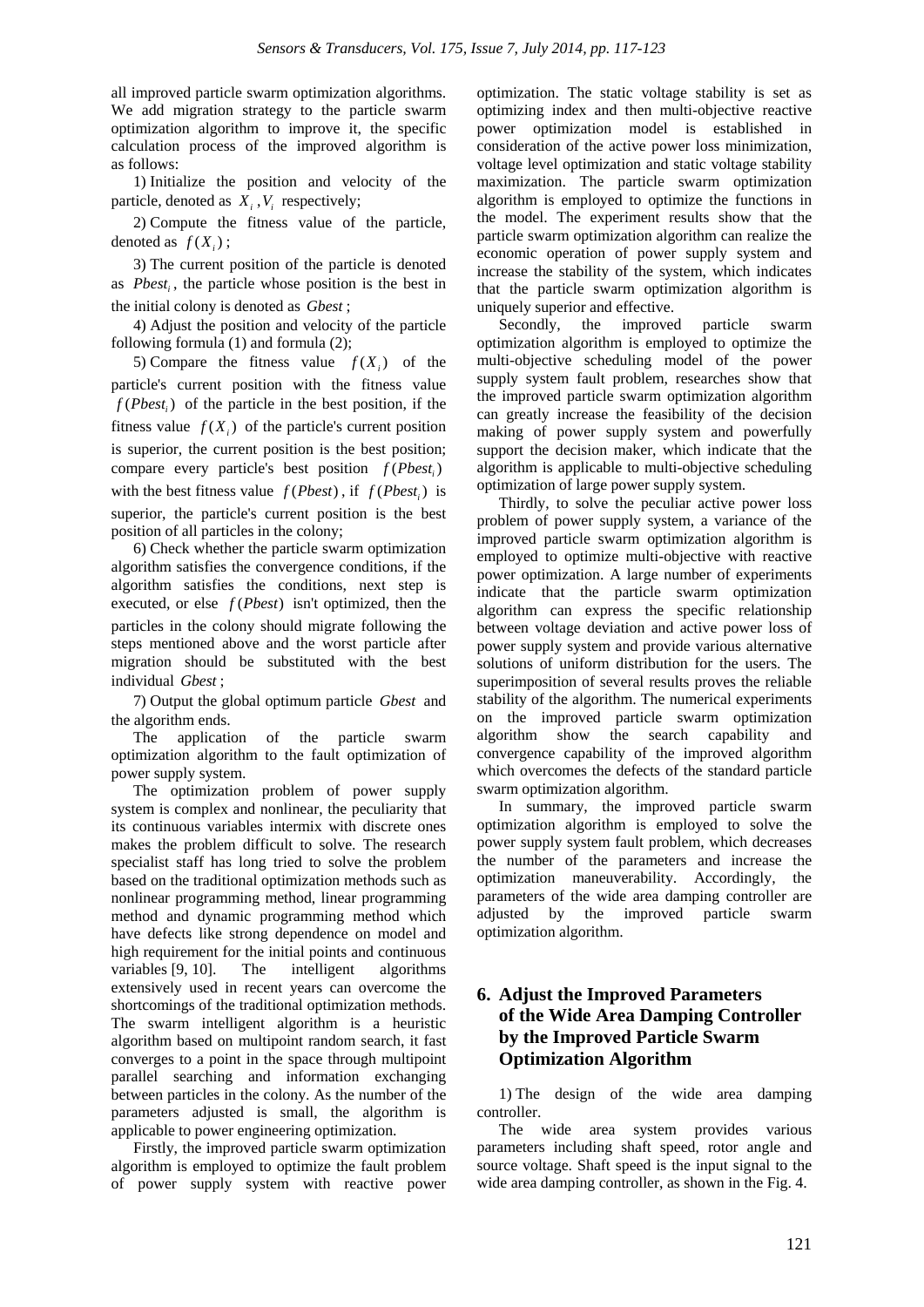all improved particle swarm optimization algorithms. We add migration strategy to the particle swarm optimization algorithm to improve it, the specific calculation process of the improved algorithm is as follows:

1) Initialize the position and velocity of the particle, denoted as $X_i, V_i$ respectively;

2) Compute the fitness value of the particle, denoted as $f(X_i)$;

3) The current position of the particle is denoted as $Pbest_i$, the particle whose position is the best in the initial colony is denoted as $Gbest$;

4) Adjust the position and velocity of the particle following formula (1) and formula (2);

5) Compare the fitness value $f(X_i)$ of the particle's current position with the fitness value $f(Pbest_i)$ of the particle in the best position, if the fitness value $f(X_i)$ of the particle's current position is superior, the current position is the best position; compare every particle's best position $f(Pbest_i)$ with the best fitness value $f(Pbest)$, if $f(Pbest_i)$ is superior, the particle's current position is the best position of all particles in the colony;

6) Check whether the particle swarm optimization algorithm satisfies the convergence conditions, if the algorithm satisfies the conditions, next step is executed, or else $f(Pbest)$ isn't optimized, then the particles in the colony should migrate following the steps mentioned above and the worst particle after migration should be substituted with the best individual $Gbest$;

7) Output the global optimum particle $Gbest$ and the algorithm ends.

The application of the particle swarm optimization algorithm to the fault optimization of power supply system.

The optimization problem of power supply system is complex and nonlinear, the peculiarity that its continuous variables intermix with discrete ones makes the problem difficult to solve. The research specialist staff has long tried to solve the problem based on the traditional optimization methods such as nonlinear programming method, linear programming method and dynamic programming method which have defects like strong dependence on model and high requirement for the initial points and continuous variables [9, 10]. The intelligent algorithms extensively used in recent years can overcome the shortcomings of the traditional optimization methods. The swarm intelligent algorithm is a heuristic algorithm based on multipoint random search, it fast converges to a point in the space through multipoint parallel searching and information exchanging between particles in the colony. As the number of the parameters adjusted is small, the algorithm is applicable to power engineering optimization.

Firstly, the improved particle swarm optimization algorithm is employed to optimize the fault problem of power supply system with reactive power optimization. The static voltage stability is set as optimizing index and then multi-objective reactive power optimization model is established in consideration of the active power loss minimization, voltage level optimization and static voltage stability maximization. The particle swarm optimization algorithm is employed to optimize the functions in the model. The experiment results show that the particle swarm optimization algorithm can realize the economic operation of power supply system and increase the stability of the system, which indicates that the particle swarm optimization algorithm is uniquely superior and effective.

Secondly, the improved particle swarm optimization algorithm is employed to optimize the multi-objective scheduling model of the power supply system fault problem, researches show that the improved particle swarm optimization algorithm can greatly increase the feasibility of the decision making of power supply system and powerfully support the decision maker, which indicate that the algorithm is applicable to multi-objective scheduling optimization of large power supply system.

Thirdly, to solve the peculiar active power loss problem of power supply system, a variance of the improved particle swarm optimization algorithm is employed to optimize multi-objective with reactive power optimization. A large number of experiments indicate that the particle swarm optimization algorithm can express the specific relationship between voltage deviation and active power loss of power supply system and provide various alternative solutions of uniform distribution for the users. The superimposition of several results proves the reliable stability of the algorithm. The numerical experiments on the improved particle swarm optimization algorithm show the search capability and convergence capability of the improved algorithm which overcomes the defects of the standard particle swarm optimization algorithm.

In summary, the improved particle swarm optimization algorithm is employed to solve the power supply system fault problem, which decreases the number of the parameters and increase the optimization maneuverability. Accordingly, the parameters of the wide area damping controller are adjusted by the improved particle swarm optimization algorithm.

## 6. Adjust the Improved Parameters of the Wide Area Damping Controller by the Improved Particle Swarm Optimization Algorithm

1) The design of the wide area damping controller.

The wide area system provides various parameters including shaft speed, rotor angle and source voltage. Shaft speed is the input signal to the wide area damping controller, as shown in the Fig. 4.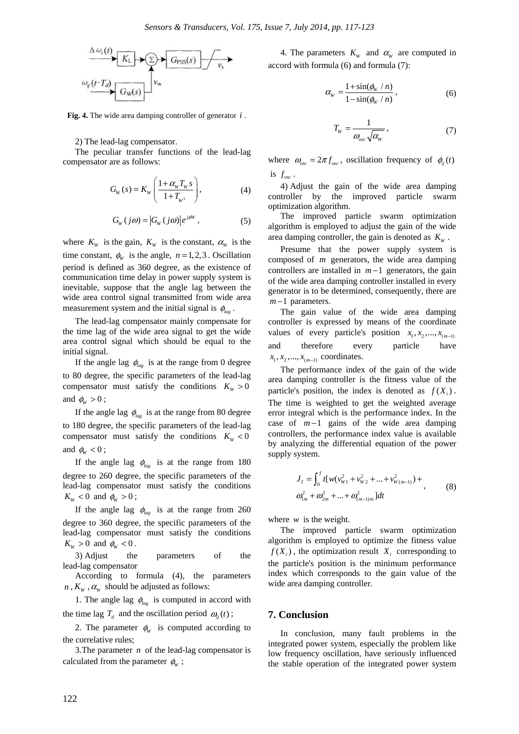Fig. 4. The wide area damping controller of generator $i$ .

2) The lead-lag compensator.

The peculiar transfer functions of the lead-lag compensator are as follows:

$$G_W(s) = K_W\left(\frac{1+\alpha_W T_W s}{1+T_{W^s}}\right), \quad (4)$$

$$G_W(j\omega) = |G_W(j\omega)|e^{j\phi W}, \quad (5)$$

where $K_W$ is the gain, $K_W$ is the constant, $\alpha_W$ is the time constant, $\phi_W$ is the angle, $n = 1, 2, 3$ . Oscillation period is defined as 360 degree, as the existence of communication time delay in power supply system is inevitable, suppose that the angle lag between the wide area control signal transmitted from wide area measurement system and the initial signal is $\phi_{lag}$ .

The lead-lag compensator mainly compensate for the time lag of the wide area signal to get the wide area control signal which should be equal to the initial signal.

If the angle lag $\phi_{lag}$ is at the range from 0 degree to 80 degree, the specific parameters of the lead-lag compensator must satisfy the conditions $K_W > 0$ and $\phi_W > 0$ ;

If the angle lag $\phi_{lag}$ is at the range from 80 degree to 180 degree, the specific parameters of the lead-lag compensator must satisfy the conditions $K_W < 0$ and $\phi_W < 0$ ;

If the angle lag $\phi_{lag}$ is at the range from 180 degree to 260 degree, the specific parameters of the lead-lag compensator must satisfy the conditions $K_W < 0$ and $\phi_W > 0$ ;

If the angle lag $\phi_{lag}$ is at the range from 260 degree to 360 degree, the specific parameters of the lead-lag compensator must satisfy the conditions $K_W > 0$ and $\phi_W < 0$ .

3) Adjust the parameters of the lead-lag compensator

According to formula (4), the parameters $n$ , $K_W$ , $\alpha_W$ should be adjusted as follows:

1. The angle lag $\phi_{lag}$ is computed in accord with the time lag $T_d$ and the oscillation period $\omega_{ij}(t)$ ;

2. The parameter $\phi_W$ is computed according to the correlative rules;

3.The parameter $n$ of the lead-lag compensator is calculated from the parameter $\phi_W$ ;

4. The parameters $K_W$ and $\alpha_W$ are computed in accord with formula (6) and formula (7):

$$\alpha_W = \frac{1+\sin(\phi_W / n)}{1-\sin(\phi_W / n)}, \quad (6)$$

$$T_W = \frac{1}{\omega_{osc}\sqrt{\alpha_W}}, \quad (7)$$

where $\omega_{osc} = 2\pi f_{osc}$ , oscillation frequency of $\phi_{ij}(t)$ is $f_{osc}$ .

4) Adjust the gain of the wide area damping controller by the improved particle swarm optimization algorithm.

The improved particle swarm optimization algorithm is employed to adjust the gain of the wide area damping controller, the gain is denoted as $K_W$ .

Presume that the power supply system is composed of $m$ generators, the wide area damping controllers are installed in $m-1$ generators, the gain of the wide area damping controller installed in every generator is to be determined, consequently, there are $m-1$ parameters.

The gain value of the wide area damping controller is expressed by means of the coordinate values of every particle's position $x_1, x_2, ..., x_{(m-1)}$ and therefore every particle have $x_1, x_2, ..., x_{(m-1)}$ coordinates.

The performance index of the gain of the wide area damping controller is the fitness value of the particle's position, the index is denoted as $f(X_i)$ . The time is weighted to get the weighted average error integral which is the performance index. In the case of $m-1$ gains of the wide area damping controllers, the performance index value is available by analyzing the differential equation of the power supply system.

$$J_I = \int_0^f t[w(v_{W1}^2 + v_{W2}^2 + ... + v_{W(m-1)}^2) + \omega_{1m}^2 + \omega_{2m}^2 + ... + \omega_{(m-1)m}^2]dt, \quad (8)$$

where $w$ is the weight.

The improved particle swarm optimization algorithm is employed to optimize the fitness value $f(X_i)$ , the optimization result $X_i$ corresponding to the particle's position is the minimum performance index which corresponds to the gain value of the wide area damping controller.

## 7. Conclusion

In conclusion, many fault problems in the integrated power system, especially the problem like low frequency oscillation, have seriously influenced the stable operation of the integrated power system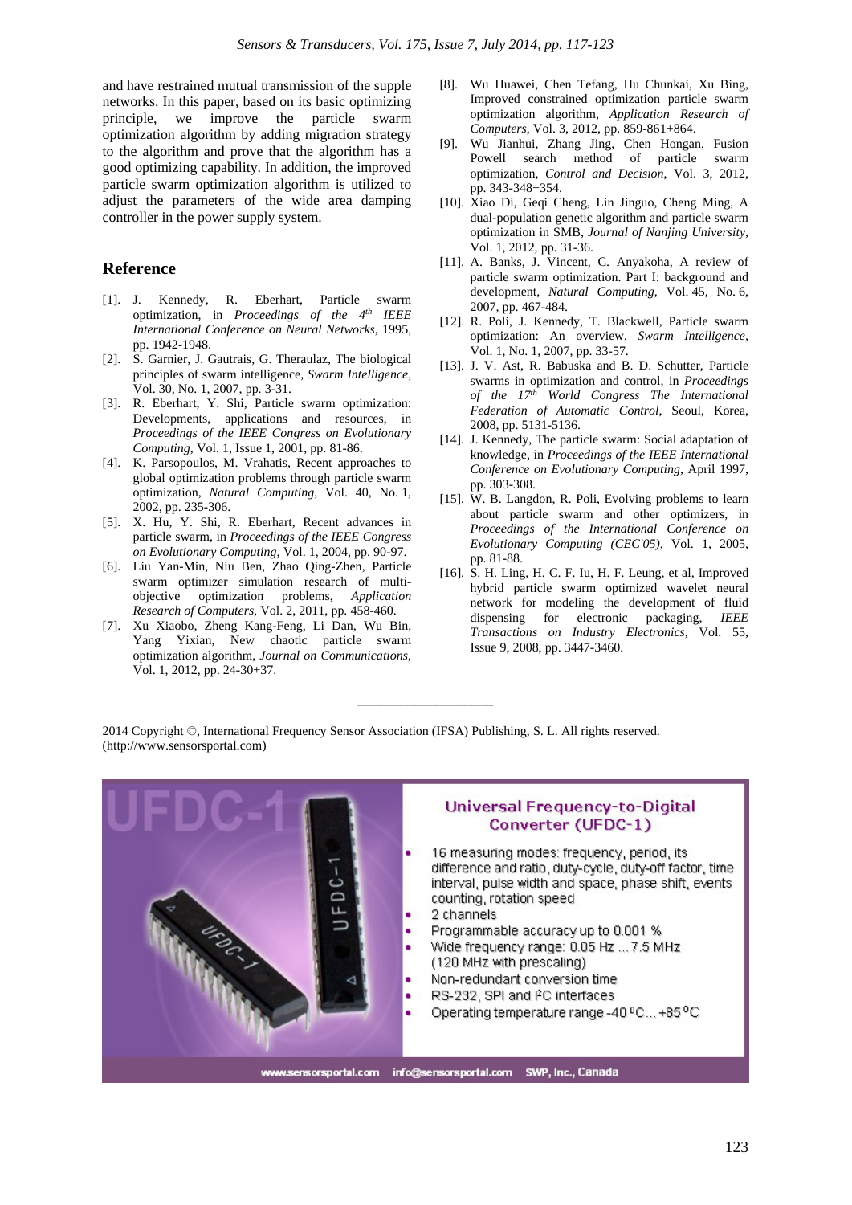and have restrained mutual transmission of the supple networks. In this paper, based on its basic optimizing principle, we improve the particle swarm optimization algorithm by adding migration strategy to the algorithm and prove that the algorithm has a good optimizing capability. In addition, the improved particle swarm optimization algorithm is utilized to adjust the parameters of the wide area damping controller in the power supply system.

## Reference

[1]. J. Kennedy, R. Eberhart, Particle swarm optimization, in *Proceedings of the 4th IEEE International Conference on Neural Networks*, 1995, pp. 1942-1948.

[2]. S. Garnier, J. Gautrais, G. Theraulaz, The biological principles of swarm intelligence, *Swarm Intelligence*, Vol. 30, No. 1, 2007, pp. 3-31.

[3]. R. Eberhart, Y. Shi, Particle swarm optimization: Developments, applications and resources, in *Proceedings of the IEEE Congress on Evolutionary Computing*, Vol. 1, Issue 1, 2001, pp. 81-86.

[4]. K. Parsopoulos, M. Vrahatis, Recent approaches to global optimization problems through particle swarm optimization, *Natural Computing*, Vol. 40, No. 1, 2002, pp. 235-306.

[5]. X. Hu, Y. Shi, R. Eberhart, Recent advances in particle swarm, in *Proceedings of the IEEE Congress on Evolutionary Computing*, Vol. 1, 2004, pp. 90-97.

[6]. Liu Yan-Min, Niu Ben, Zhao Qing-Zhen, Particle swarm optimizer simulation research of multi-objective optimization problems, *Application Research of Computers*, Vol. 2, 2011, pp. 458-460.

[7]. Xu Xiaobo, Zheng Kang-Feng, Li Dan, Wu Bin, Yang Yixian, New chaotic particle swarm optimization algorithm, *Journal on Communications*, Vol. 1, 2012, pp. 24-30+37.

[8]. Wu Huawei, Chen Tefang, Hu Chunkai, Xu Bing, Improved constrained optimization particle swarm optimization algorithm, *Application Research of Computers*, Vol. 3, 2012, pp. 859-861+864.

[9]. Wu Jianhui, Zhang Jing, Chen Hongan, Fusion Powell search method of particle swarm optimization, *Control and Decision*, Vol. 3, 2012, pp. 343-348+354.

[10]. Xiao Di, Geqi Cheng, Lin Jinguo, Cheng Ming, A dual-population genetic algorithm and particle swarm optimization in SMB, *Journal of Nanjing University*, Vol. 1, 2012, pp. 31-36.

[11]. A. Banks, J. Vincent, C. Anyakoha, A review of particle swarm optimization. Part I: background and development, *Natural Computing*, Vol. 45, No. 6, 2007, pp. 467-484.

[12]. R. Poli, J. Kennedy, T. Blackwell, Particle swarm optimization: An overview, *Swarm Intelligence*, Vol. 1, No. 1, 2007, pp. 33-57.

[13]. J. V. Ast, R. Babuska and B. D. Schutter, Particle swarms in optimization and control, in *Proceedings of the 17th World Congress The International Federation of Automatic Control*, Seoul, Korea, 2008, pp. 5131-5136.

[14]. J. Kennedy, The particle swarm: Social adaptation of knowledge, in *Proceedings of the IEEE International Conference on Evolutionary Computing*, April 1997, pp. 303-308.

[15]. W. B. Langdon, R. Poli, Evolving problems to learn about particle swarm and other optimizers, in *Proceedings of the International Conference on Evolutionary Computing (CEC'05)*, Vol. 1, 2005, pp. 81-88.

[16]. S. H. Ling, H. C. F. Iu, H. F. Leung, et al, Improved hybrid particle swarm optimized wavelet neural network for modeling the development of fluid dispensing for electronic packaging, *IEEE Transactions on Industry Electronics*, Vol. 55, Issue 9, 2008, pp. 3447-3460.

---

2014 Copyright ©, International Frequency Sensor Association (IFSA) Publishing, S. L. All rights reserved. (http://www.sensorsportal.com)

UFDC-1

**Universal Frequency-to-Digital Converter (UFDC-1)**

- 16 measuring modes: frequency, period, its difference and ratio, duty-cycle, duty-off factor, time interval, pulse width and space, phase shift, events counting, rotation speed
- 2 channels
- Programmable accuracy up to 0.001 %
- Wide frequency range: 0.05 Hz ... 7.5 MHz (120 MHz with prescaling)
- Non-redundant conversion time
- RS-232, SPI and I²C interfaces
- Operating temperature range -40 °C ... +85 °C

www.sensorsportal.com info@sensorsportal.com SWP, Inc., Canada